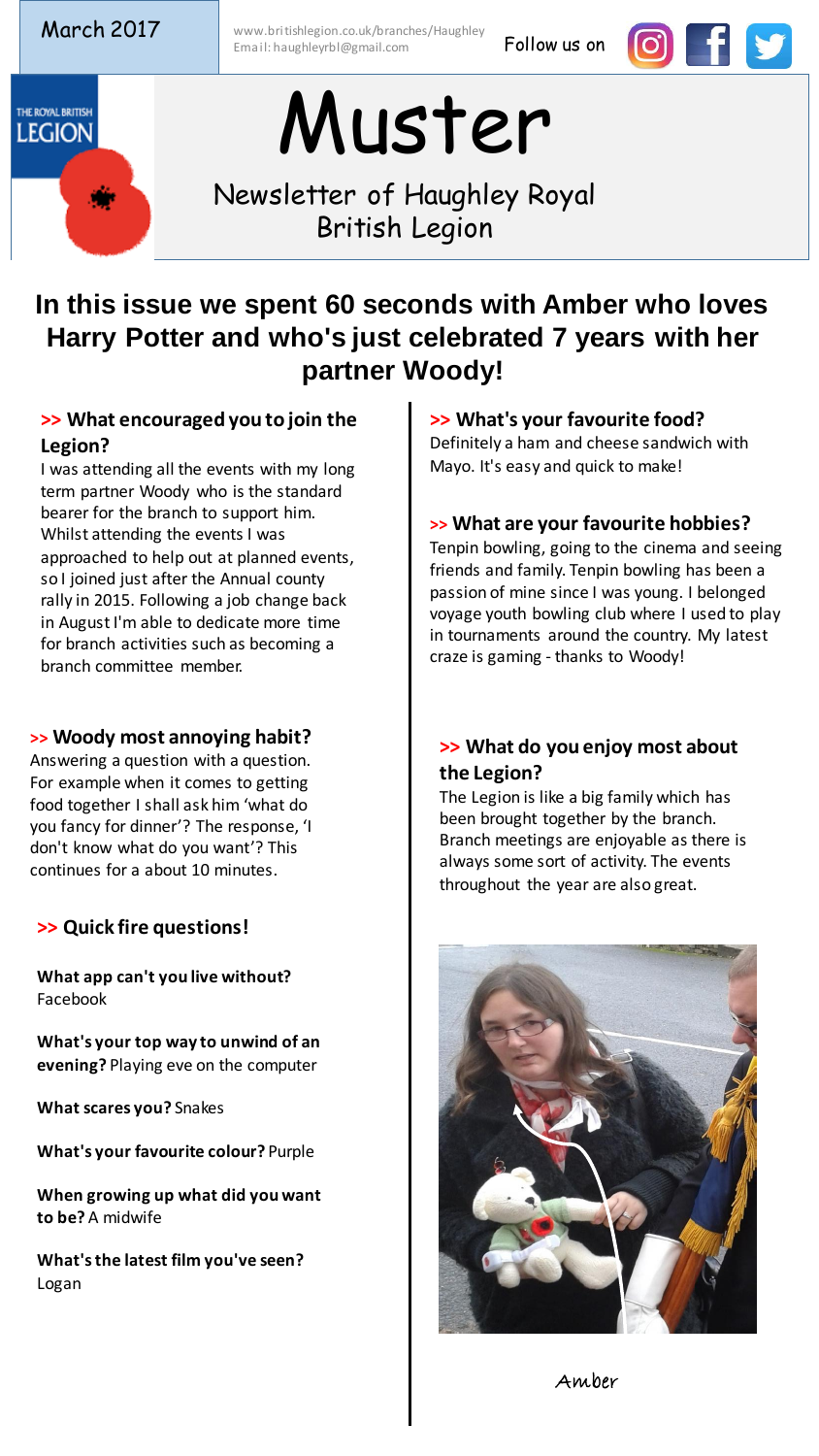March 2017

www.britishlegion.co.uk/branches/Haughley
Email: haughleyrbl@gmail.com

Follow us on

# Muster

Newsletter of Haughley Royal British Legion

## In this issue we spent 60 seconds with Amber who loves Harry Potter and who's just celebrated 7 years with her partner Woody!

### >> What encouraged you to join the Legion?

I was attending all the events with my long term partner Woody who is the standard bearer for the branch to support him. Whilst attending the events I was approached to help out at planned events, so I joined just after the Annual county rally in 2015. Following a job change back in August I'm able to dedicate more time for branch activities such as becoming a branch committee member.

### >> Woody most annoying habit?

Answering a question with a question. For example when it comes to getting food together I shall ask him 'what do you fancy for dinner'? The response, 'I don't know what do you want'? This continues for a about 10 minutes.

### >> Quick fire questions!

**What app can't you live without?** Facebook

**What's your top way to unwind of an evening?** Playing eve on the computer

**What scares you?** Snakes

**What's your favourite colour?** Purple

**When growing up what did you want to be?** A midwife

**What's the latest film you've seen?** Logan

### >> What's your favourite food?

Definitely a ham and cheese sandwich with Mayo. It's easy and quick to make!

### >> What are your favourite hobbies?

Tenpin bowling, going to the cinema and seeing friends and family. Tenpin bowling has been a passion of mine since I was young. I belonged voyage youth bowling club where I used to play in tournaments around the country. My latest craze is gaming - thanks to Woody!

### >> What do you enjoy most about the Legion?

The Legion is like a big family which has been brought together by the branch. Branch meetings are enjoyable as there is always some sort of activity. The events throughout the year are also great.

Amber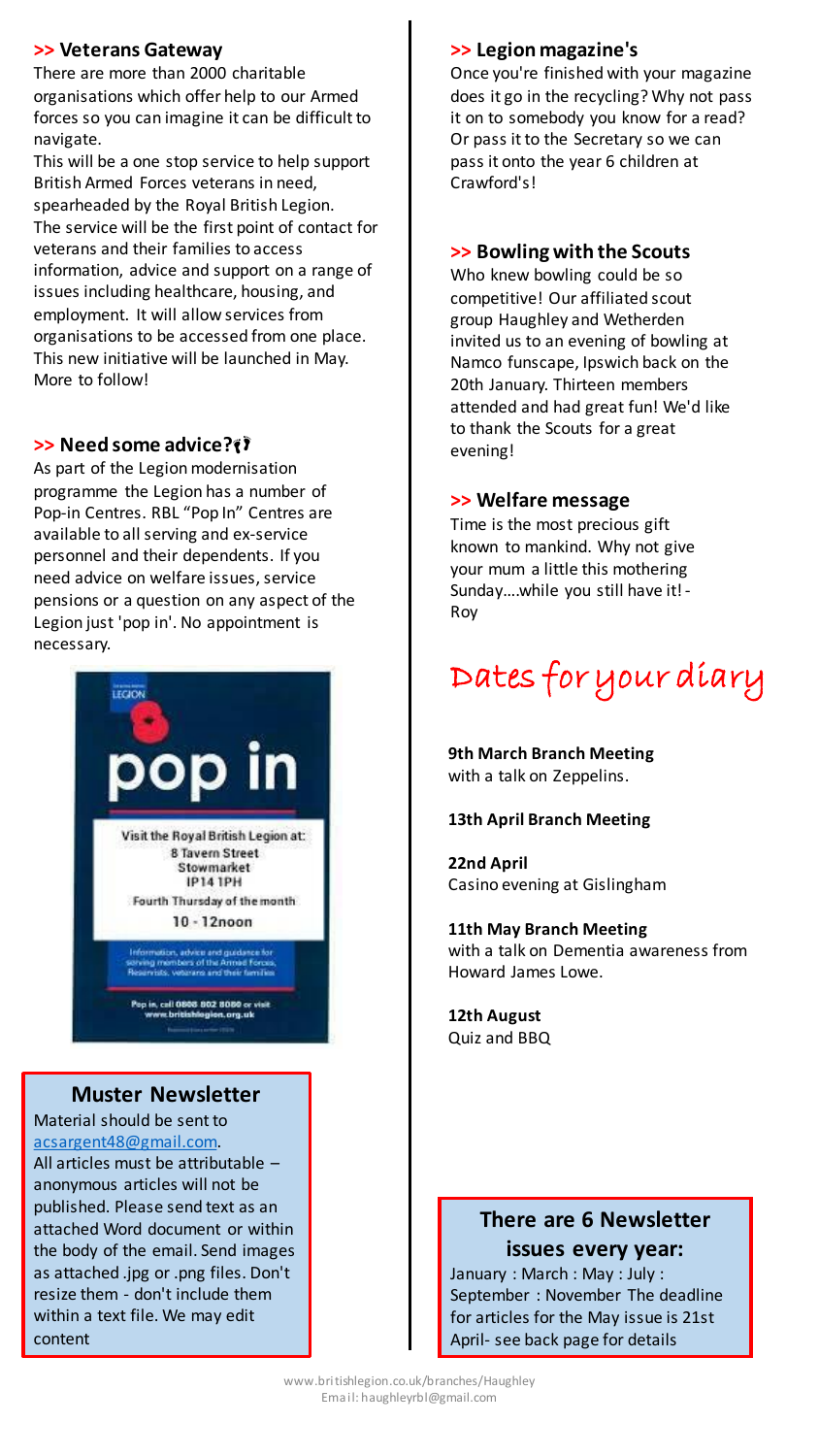### >> Veterans Gateway

There are more than 2000 charitable organisations which offer help to our Armed forces so you can imagine it can be difficult to navigate.

This will be a one stop service to help support British Armed Forces veterans in need, spearheaded by the Royal British Legion. The service will be the first point of contact for veterans and their families to access information, advice and support on a range of issues including healthcare, housing, and employment. It will allow services from organisations to be accessed from one place. This new initiative will be launched in May. More to follow!

### >> Need some advice?

As part of the Legion modernisation programme the Legion has a number of Pop-in Centres. RBL "Pop In" Centres are available to all serving and ex-service personnel and their dependents. If you need advice on welfare issues, service pensions or a question on any aspect of the Legion just 'pop in'. No appointment is necessary.

LEGION

pop in

Visit the Royal British Legion at:
8 Tavern Street
Stowmarket
IP14 1PH
Fourth Thursday of the month
10 - 12noon

Information, advice and guidance for serving members of the Armed Forces, Reservists, veterans and their families

Pop in, call 0808 802 8080 or visit www.britishlegion.org.uk

## Muster Newsletter

Material should be sent to acsargent48@gmail.com.
All articles must be attributable – anonymous articles will not be published. Please send text as an attached Word document or within the body of the email. Send images as attached .jpg or .png files. Don't resize them - don't include them within a text file. We may edit content

### >> Legion magazine's

Once you're finished with your magazine does it go in the recycling? Why not pass it on to somebody you know for a read? Or pass it to the Secretary so we can pass it onto the year 6 children at Crawford's!

### >> Bowling with the Scouts

Who knew bowling could be so competitive! Our affiliated scout group Haughley and Wetherden invited us to an evening of bowling at Namco funscape, Ipswich back on the 20th January. Thirteen members attended and had great fun! We'd like to thank the Scouts for a great evening!

### >> Welfare message

Time is the most precious gift known to mankind. Why not give your mum a little this mothering Sunday….while you still have it! - Roy

## Dates for your diary

**9th March Branch Meeting**
with a talk on Zeppelins.

**13th April Branch Meeting**

**22nd April**
Casino evening at Gislingham

**11th May Branch Meeting**
with a talk on Dementia awareness from Howard James Lowe.

**12th August**
Quiz and BBQ

## There are 6 Newsletter issues every year:

January : March : May : July : September : November The deadline for articles for the May issue is 21st April- see back page for details

www.britishlegion.co.uk/branches/Haughley
Email: haughleyrbl@gmail.com